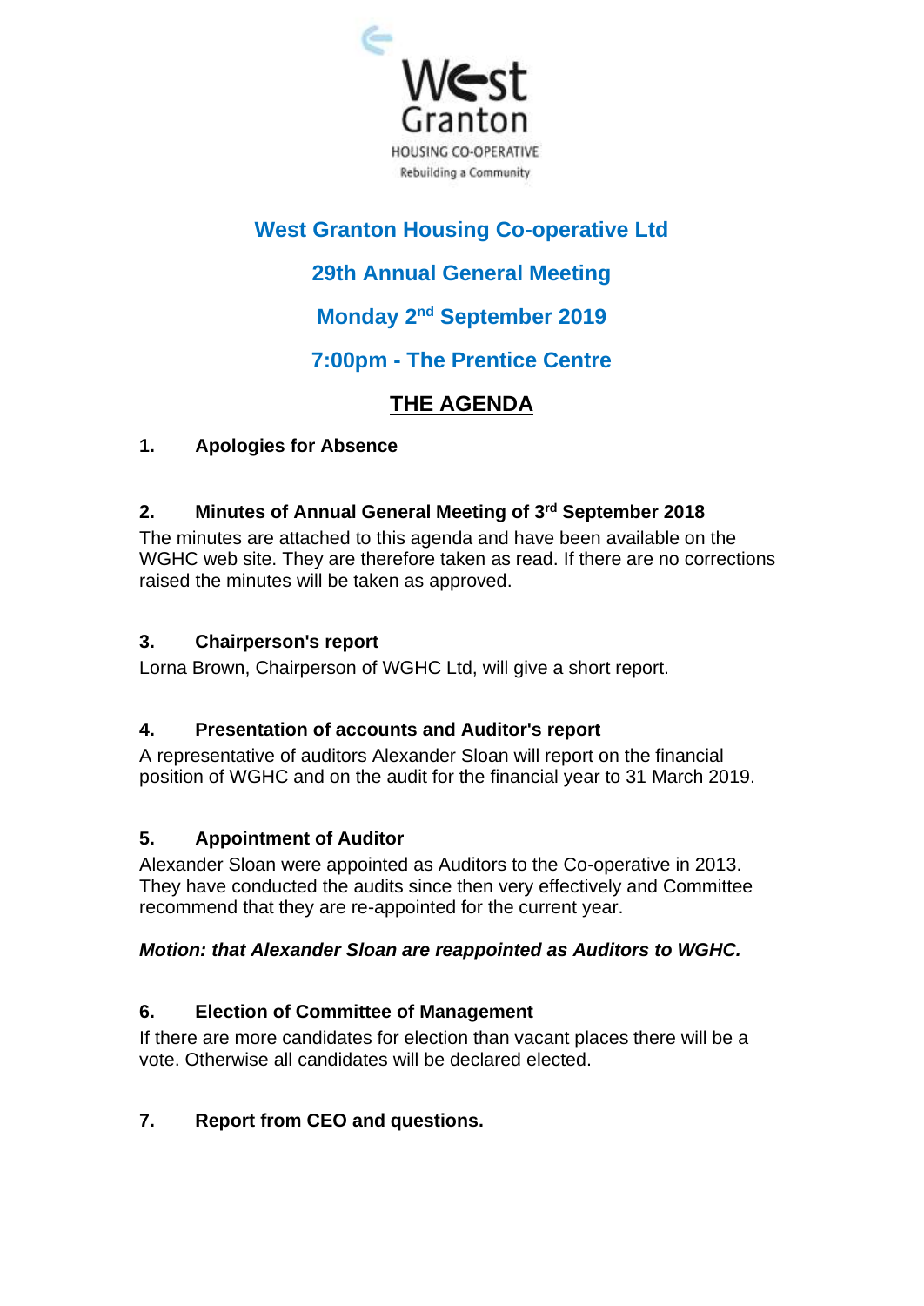West Granton

HOUSING CO-OPERATIVE

Rebuilding a Community

# West Granton Housing Co-operative Ltd

## 29th Annual General Meeting

## Monday 2nd September 2019

## 7:00pm - The Prentice Centre

## THE AGENDA

**1. Apologies for Absence**

**2. Minutes of Annual General Meeting of 3rd September 2018**

The minutes are attached to this agenda and have been available on the WGHC web site. They are therefore taken as read. If there are no corrections raised the minutes will be taken as approved.

**3. Chairperson's report**

Lorna Brown, Chairperson of WGHC Ltd, will give a short report.

**4. Presentation of accounts and Auditor's report**

A representative of auditors Alexander Sloan will report on the financial position of WGHC and on the audit for the financial year to 31 March 2019.

**5. Appointment of Auditor**

Alexander Sloan were appointed as Auditors to the Co-operative in 2013. They have conducted the audits since then very effectively and Committee recommend that they are re-appointed for the current year.

***Motion: that Alexander Sloan are reappointed as Auditors to WGHC.***

**6. Election of Committee of Management**

If there are more candidates for election than vacant places there will be a vote. Otherwise all candidates will be declared elected.

**7. Report from CEO and questions.**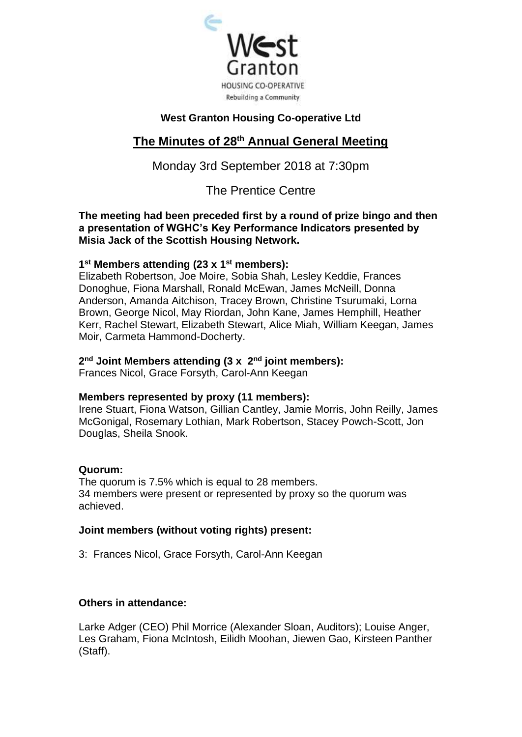West Granton HOUSING CO-OPERATIVE Rebuilding a Community

**West Granton Housing Co-operative Ltd**

## The Minutes of 28th Annual General Meeting

Monday 3rd September 2018 at 7:30pm

The Prentice Centre

**The meeting had been preceded first by a round of prize bingo and then a presentation of WGHC's Key Performance Indicators presented by Misia Jack of the Scottish Housing Network.**

**1st Members attending (23 x 1st members):**
Elizabeth Robertson, Joe Moire, Sobia Shah, Lesley Keddie, Frances Donoghue, Fiona Marshall, Ronald McEwan, James McNeill, Donna Anderson, Amanda Aitchison, Tracey Brown, Christine Tsurumaki, Lorna Brown, George Nicol, May Riordan, John Kane, James Hemphill, Heather Kerr, Rachel Stewart, Elizabeth Stewart, Alice Miah, William Keegan, James Moir, Carmeta Hammond-Docherty.

**2nd Joint Members attending (3 x 2nd joint members):**
Frances Nicol, Grace Forsyth, Carol-Ann Keegan

**Members represented by proxy (11 members):**
Irene Stuart, Fiona Watson, Gillian Cantley, Jamie Morris, John Reilly, James McGonigal, Rosemary Lothian, Mark Robertson, Stacey Powch-Scott, Jon Douglas, Sheila Snook.

**Quorum:**
The quorum is 7.5% which is equal to 28 members.
34 members were present or represented by proxy so the quorum was achieved.

**Joint members (without voting rights) present:**

3: Frances Nicol, Grace Forsyth, Carol-Ann Keegan

**Others in attendance:**

Larke Adger (CEO) Phil Morrice (Alexander Sloan, Auditors); Louise Anger, Les Graham, Fiona McIntosh, Eilidh Moohan, Jiewen Gao, Kirsteen Panther (Staff).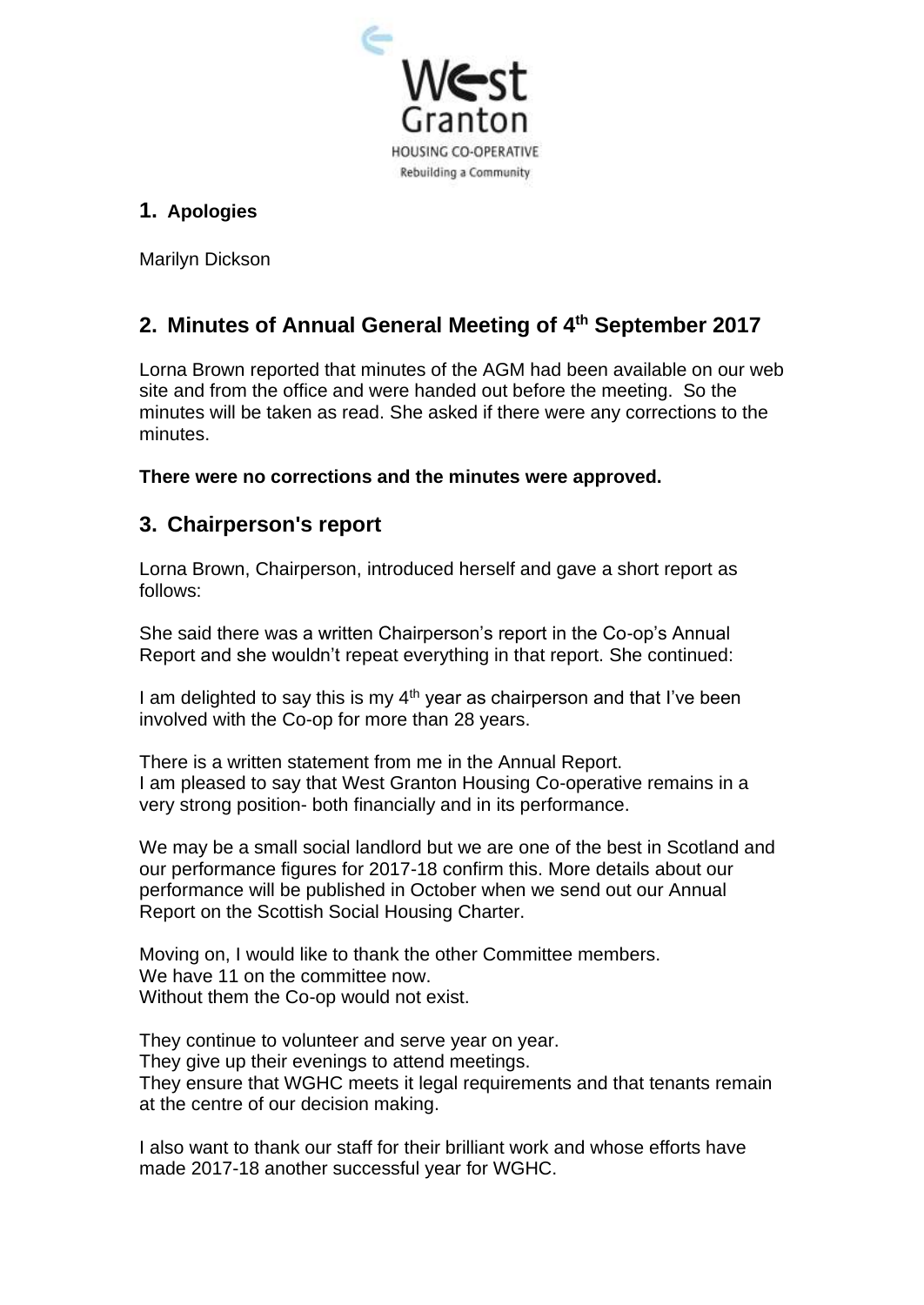West Granton

HOUSING CO-OPERATIVE

Rebuilding a Community

## 1. Apologies

Marilyn Dickson

## 2. Minutes of Annual General Meeting of 4th September 2017

Lorna Brown reported that minutes of the AGM had been available on our web site and from the office and were handed out before the meeting. So the minutes will be taken as read. She asked if there were any corrections to the minutes.

**There were no corrections and the minutes were approved.**

## 3. Chairperson's report

Lorna Brown, Chairperson, introduced herself and gave a short report as follows:

She said there was a written Chairperson's report in the Co-op's Annual Report and she wouldn't repeat everything in that report. She continued:

I am delighted to say this is my 4th year as chairperson and that I've been involved with the Co-op for more than 28 years.

There is a written statement from me in the Annual Report.
I am pleased to say that West Granton Housing Co-operative remains in a very strong position- both financially and in its performance.

We may be a small social landlord but we are one of the best in Scotland and our performance figures for 2017-18 confirm this. More details about our performance will be published in October when we send out our Annual Report on the Scottish Social Housing Charter.

Moving on, I would like to thank the other Committee members.
We have 11 on the committee now.
Without them the Co-op would not exist.

They continue to volunteer and serve year on year.
They give up their evenings to attend meetings.
They ensure that WGHC meets it legal requirements and that tenants remain at the centre of our decision making.

I also want to thank our staff for their brilliant work and whose efforts have made 2017-18 another successful year for WGHC.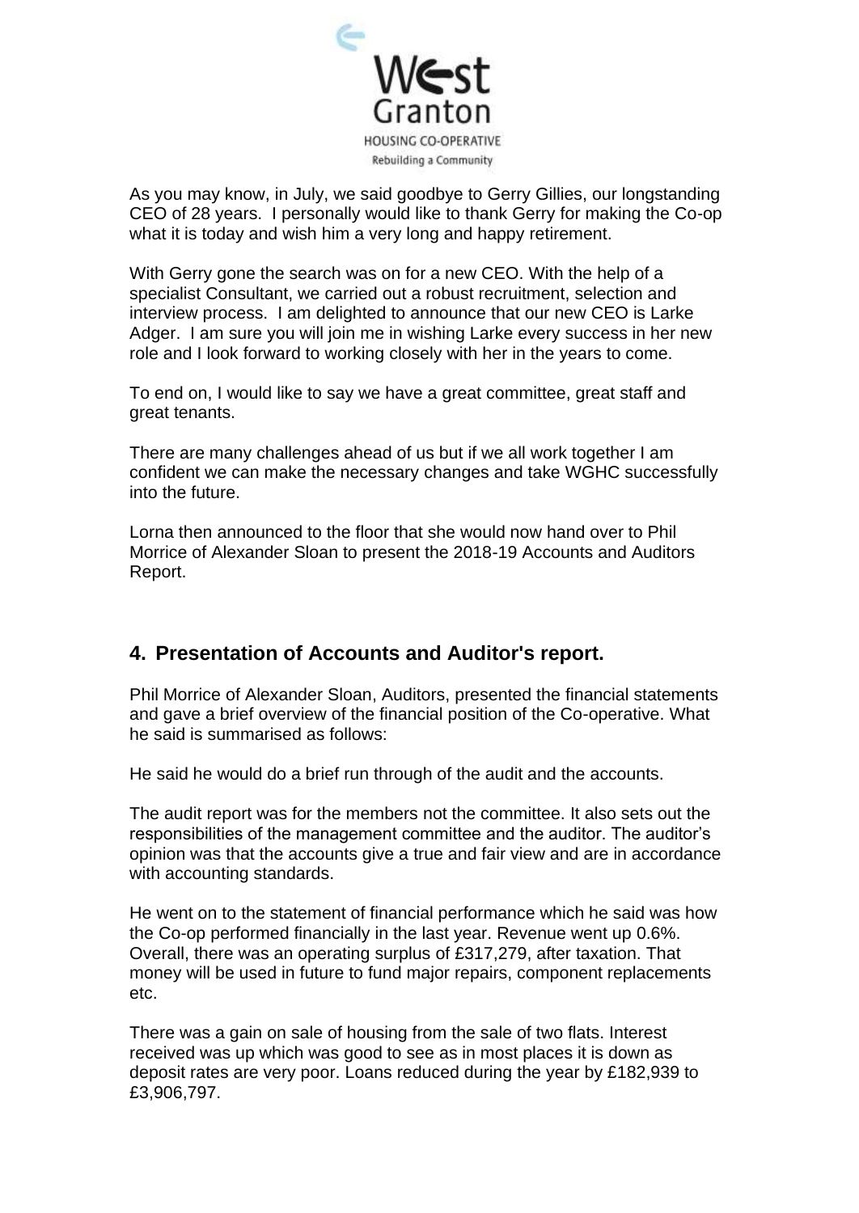As you may know, in July, we said goodbye to Gerry Gillies, our longstanding CEO of 28 years. I personally would like to thank Gerry for making the Co-op what it is today and wish him a very long and happy retirement.

With Gerry gone the search was on for a new CEO. With the help of a specialist Consultant, we carried out a robust recruitment, selection and interview process. I am delighted to announce that our new CEO is Larke Adger. I am sure you will join me in wishing Larke every success in her new role and I look forward to working closely with her in the years to come.

To end on, I would like to say we have a great committee, great staff and great tenants.

There are many challenges ahead of us but if we all work together I am confident we can make the necessary changes and take WGHC successfully into the future.

Lorna then announced to the floor that she would now hand over to Phil Morrice of Alexander Sloan to present the 2018-19 Accounts and Auditors Report.

## 4. Presentation of Accounts and Auditor's report.

Phil Morrice of Alexander Sloan, Auditors, presented the financial statements and gave a brief overview of the financial position of the Co-operative. What he said is summarised as follows:

He said he would do a brief run through of the audit and the accounts.

The audit report was for the members not the committee. It also sets out the responsibilities of the management committee and the auditor. The auditor's opinion was that the accounts give a true and fair view and are in accordance with accounting standards.

He went on to the statement of financial performance which he said was how the Co-op performed financially in the last year. Revenue went up 0.6%. Overall, there was an operating surplus of £317,279, after taxation. That money will be used in future to fund major repairs, component replacements etc.

There was a gain on sale of housing from the sale of two flats. Interest received was up which was good to see as in most places it is down as deposit rates are very poor. Loans reduced during the year by £182,939 to £3,906,797.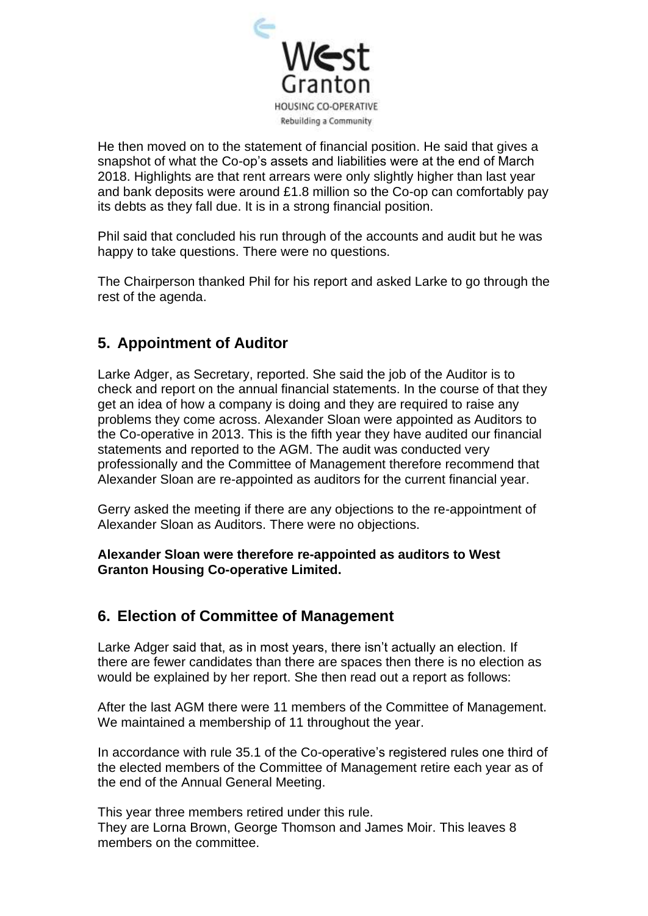He then moved on to the statement of financial position. He said that gives a snapshot of what the Co-op's assets and liabilities were at the end of March 2018. Highlights are that rent arrears were only slightly higher than last year and bank deposits were around £1.8 million so the Co-op can comfortably pay its debts as they fall due. It is in a strong financial position.

Phil said that concluded his run through of the accounts and audit but he was happy to take questions. There were no questions.

The Chairperson thanked Phil for his report and asked Larke to go through the rest of the agenda.

## 5. Appointment of Auditor

Larke Adger, as Secretary, reported. She said the job of the Auditor is to check and report on the annual financial statements. In the course of that they get an idea of how a company is doing and they are required to raise any problems they come across. Alexander Sloan were appointed as Auditors to the Co-operative in 2013. This is the fifth year they have audited our financial statements and reported to the AGM. The audit was conducted very professionally and the Committee of Management therefore recommend that Alexander Sloan are re-appointed as auditors for the current financial year.

Gerry asked the meeting if there are any objections to the re-appointment of Alexander Sloan as Auditors. There were no objections.

**Alexander Sloan were therefore re-appointed as auditors to West Granton Housing Co-operative Limited.**

## 6. Election of Committee of Management

Larke Adger said that, as in most years, there isn't actually an election. If there are fewer candidates than there are spaces then there is no election as would be explained by her report. She then read out a report as follows:

After the last AGM there were 11 members of the Committee of Management. We maintained a membership of 11 throughout the year.

In accordance with rule 35.1 of the Co-operative's registered rules one third of the elected members of the Committee of Management retire each year as of the end of the Annual General Meeting.

This year three members retired under this rule.
They are Lorna Brown, George Thomson and James Moir. This leaves 8 members on the committee.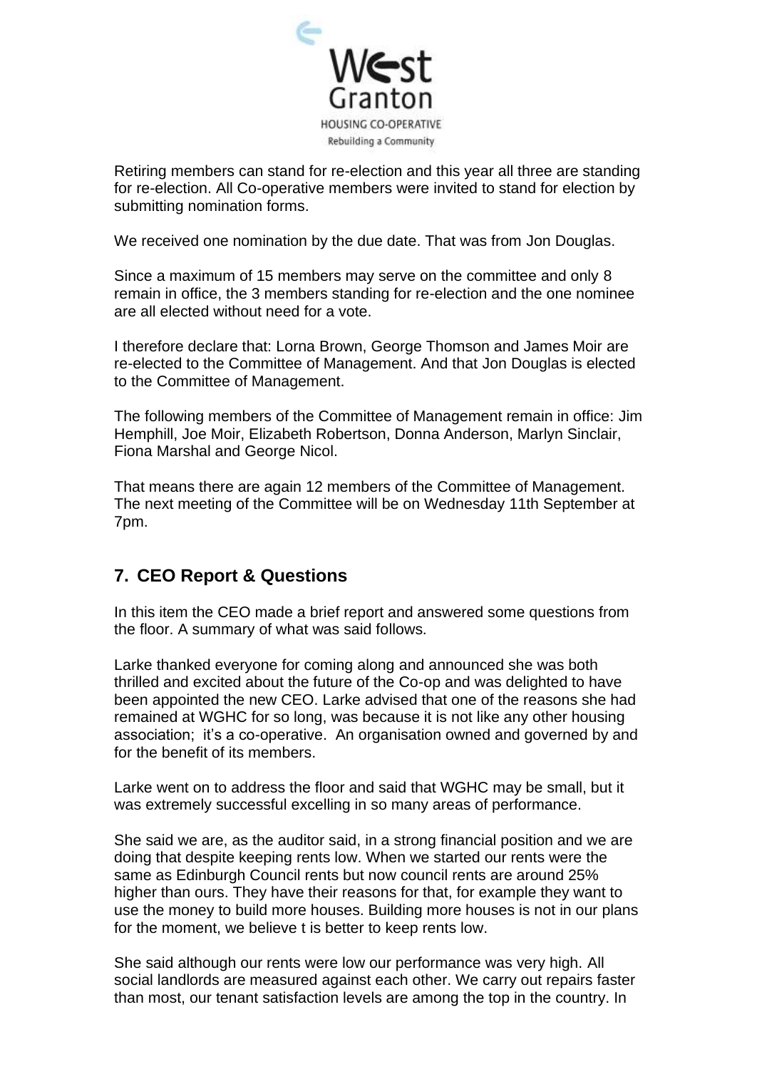Retiring members can stand for re-election and this year all three are standing for re-election. All Co-operative members were invited to stand for election by submitting nomination forms.

We received one nomination by the due date. That was from Jon Douglas.

Since a maximum of 15 members may serve on the committee and only 8 remain in office, the 3 members standing for re-election and the one nominee are all elected without need for a vote.

I therefore declare that: Lorna Brown, George Thomson and James Moir are re-elected to the Committee of Management. And that Jon Douglas is elected to the Committee of Management.

The following members of the Committee of Management remain in office: Jim Hemphill, Joe Moir, Elizabeth Robertson, Donna Anderson, Marlyn Sinclair, Fiona Marshal and George Nicol.

That means there are again 12 members of the Committee of Management. The next meeting of the Committee will be on Wednesday 11th September at 7pm.

## 7. CEO Report & Questions

In this item the CEO made a brief report and answered some questions from the floor. A summary of what was said follows.

Larke thanked everyone for coming along and announced she was both thrilled and excited about the future of the Co-op and was delighted to have been appointed the new CEO. Larke advised that one of the reasons she had remained at WGHC for so long, was because it is not like any other housing association; it's a co-operative. An organisation owned and governed by and for the benefit of its members.

Larke went on to address the floor and said that WGHC may be small, but it was extremely successful excelling in so many areas of performance.

She said we are, as the auditor said, in a strong financial position and we are doing that despite keeping rents low. When we started our rents were the same as Edinburgh Council rents but now council rents are around 25% higher than ours. They have their reasons for that, for example they want to use the money to build more houses. Building more houses is not in our plans for the moment, we believe t is better to keep rents low.

She said although our rents were low our performance was very high. All social landlords are measured against each other. We carry out repairs faster than most, our tenant satisfaction levels are among the top in the country. In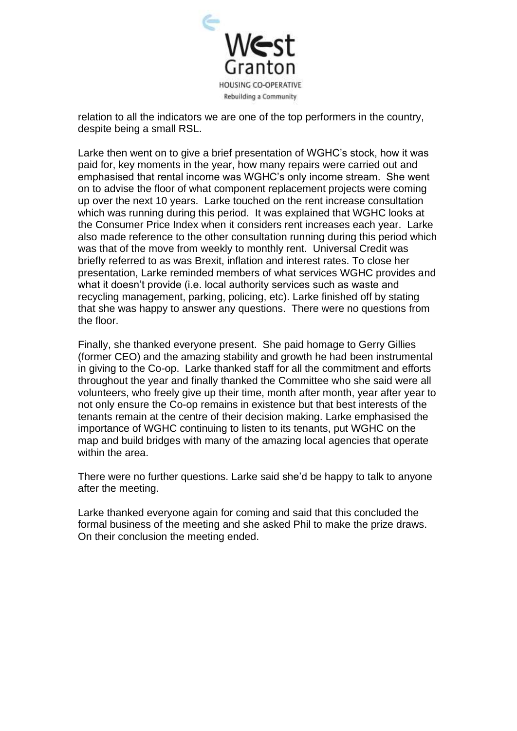relation to all the indicators we are one of the top performers in the country, despite being a small RSL.

Larke then went on to give a brief presentation of WGHC's stock, how it was paid for, key moments in the year, how many repairs were carried out and emphasised that rental income was WGHC's only income stream. She went on to advise the floor of what component replacement projects were coming up over the next 10 years. Larke touched on the rent increase consultation which was running during this period. It was explained that WGHC looks at the Consumer Price Index when it considers rent increases each year. Larke also made reference to the other consultation running during this period which was that of the move from weekly to monthly rent. Universal Credit was briefly referred to as was Brexit, inflation and interest rates. To close her presentation, Larke reminded members of what services WGHC provides and what it doesn't provide (i.e. local authority services such as waste and recycling management, parking, policing, etc). Larke finished off by stating that she was happy to answer any questions. There were no questions from the floor.

Finally, she thanked everyone present. She paid homage to Gerry Gillies (former CEO) and the amazing stability and growth he had been instrumental in giving to the Co-op. Larke thanked staff for all the commitment and efforts throughout the year and finally thanked the Committee who she said were all volunteers, who freely give up their time, month after month, year after year to not only ensure the Co-op remains in existence but that best interests of the tenants remain at the centre of their decision making. Larke emphasised the importance of WGHC continuing to listen to its tenants, put WGHC on the map and build bridges with many of the amazing local agencies that operate within the area.

There were no further questions. Larke said she'd be happy to talk to anyone after the meeting.

Larke thanked everyone again for coming and said that this concluded the formal business of the meeting and she asked Phil to make the prize draws. On their conclusion the meeting ended.